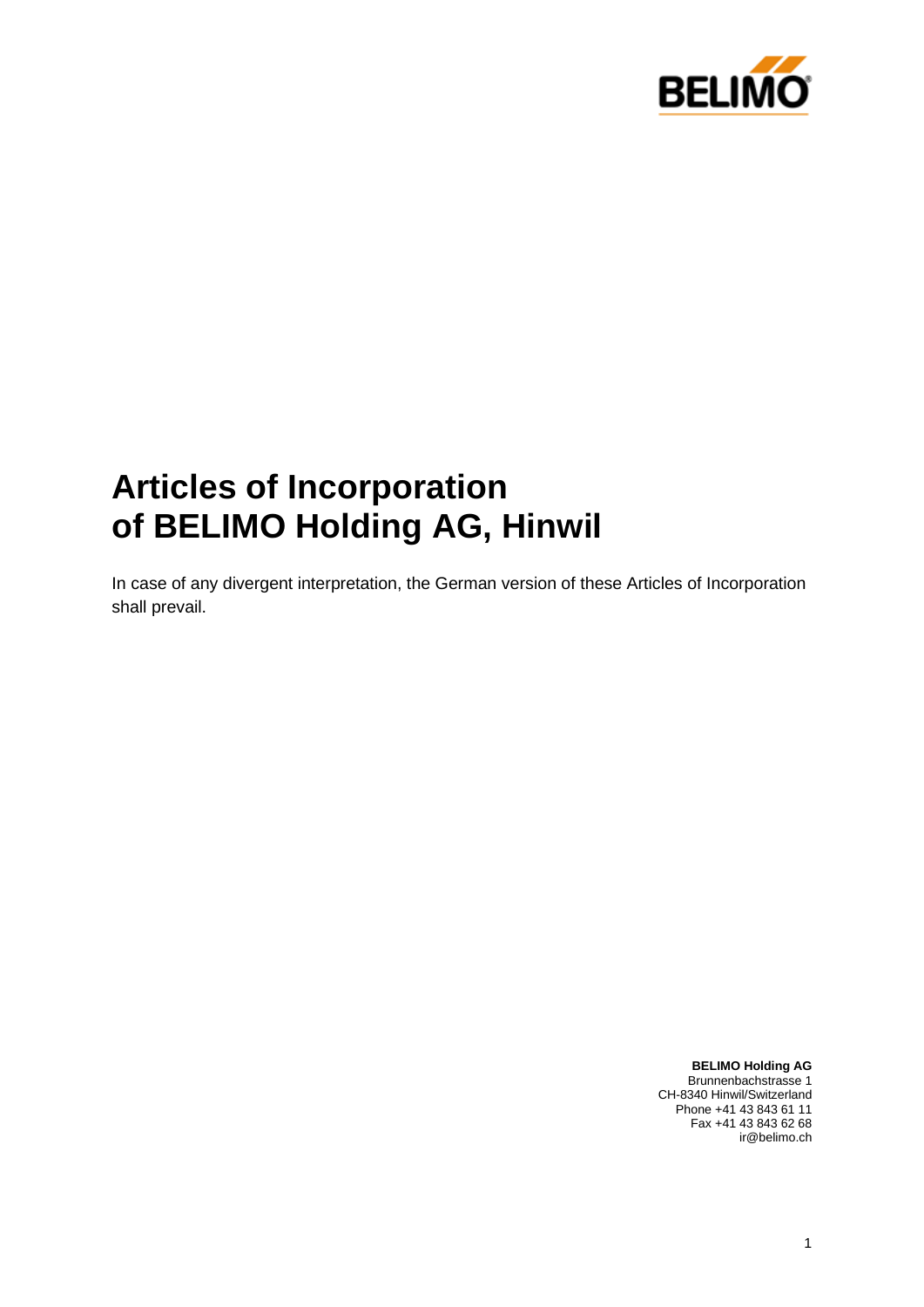# Articles of Incorporation of BELIMO Holding AG, Hinwil

In case of any divergent interpretation, the German version of these Articles of Incorporation shall prevail.

**BELIMO Holding AG**
Brunnenbachstrasse 1
CH-8340 Hinwil/Switzerland
Phone +41 43 843 61 11
Fax +41 43 843 62 68
ir@belimo.ch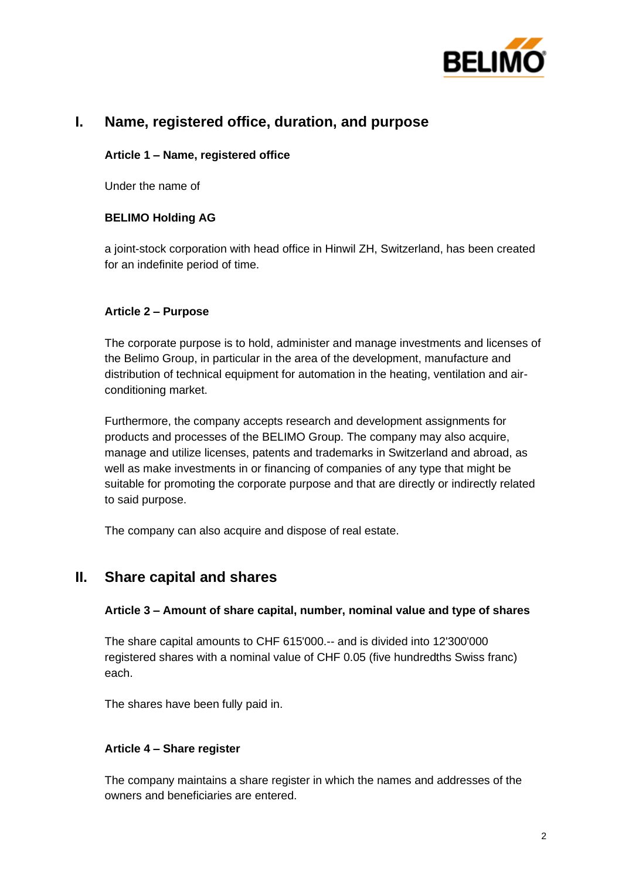## I. Name, registered office, duration, and purpose

### Article 1 – Name, registered office

Under the name of

**BELIMO Holding AG**

a joint-stock corporation with head office in Hinwil ZH, Switzerland, has been created for an indefinite period of time.

### Article 2 – Purpose

The corporate purpose is to hold, administer and manage investments and licenses of the Belimo Group, in particular in the area of the development, manufacture and distribution of technical equipment for automation in the heating, ventilation and air-conditioning market.

Furthermore, the company accepts research and development assignments for products and processes of the BELIMO Group. The company may also acquire, manage and utilize licenses, patents and trademarks in Switzerland and abroad, as well as make investments in or financing of companies of any type that might be suitable for promoting the corporate purpose and that are directly or indirectly related to said purpose.

The company can also acquire and dispose of real estate.

## II. Share capital and shares

### Article 3 – Amount of share capital, number, nominal value and type of shares

The share capital amounts to CHF 615'000.-- and is divided into 12'300'000 registered shares with a nominal value of CHF 0.05 (five hundredths Swiss franc) each.

The shares have been fully paid in.

### Article 4 – Share register

The company maintains a share register in which the names and addresses of the owners and beneficiaries are entered.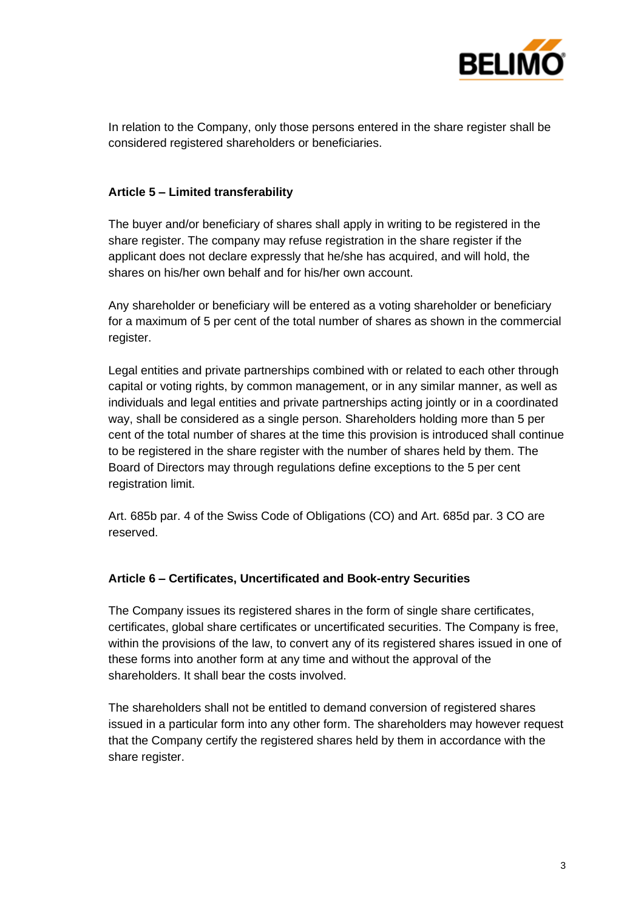In relation to the Company, only those persons entered in the share register shall be considered registered shareholders or beneficiaries.

### Article 5 – Limited transferability

The buyer and/or beneficiary of shares shall apply in writing to be registered in the share register. The company may refuse registration in the share register if the applicant does not declare expressly that he/she has acquired, and will hold, the shares on his/her own behalf and for his/her own account.

Any shareholder or beneficiary will be entered as a voting shareholder or beneficiary for a maximum of 5 per cent of the total number of shares as shown in the commercial register.

Legal entities and private partnerships combined with or related to each other through capital or voting rights, by common management, or in any similar manner, as well as individuals and legal entities and private partnerships acting jointly or in a coordinated way, shall be considered as a single person. Shareholders holding more than 5 per cent of the total number of shares at the time this provision is introduced shall continue to be registered in the share register with the number of shares held by them. The Board of Directors may through regulations define exceptions to the 5 per cent registration limit.

Art. 685b par. 4 of the Swiss Code of Obligations (CO) and Art. 685d par. 3 CO are reserved.

### Article 6 – Certificates, Uncertificated and Book-entry Securities

The Company issues its registered shares in the form of single share certificates, certificates, global share certificates or uncertificated securities. The Company is free, within the provisions of the law, to convert any of its registered shares issued in one of these forms into another form at any time and without the approval of the shareholders. It shall bear the costs involved.

The shareholders shall not be entitled to demand conversion of registered shares issued in a particular form into any other form. The shareholders may however request that the Company certify the registered shares held by them in accordance with the share register.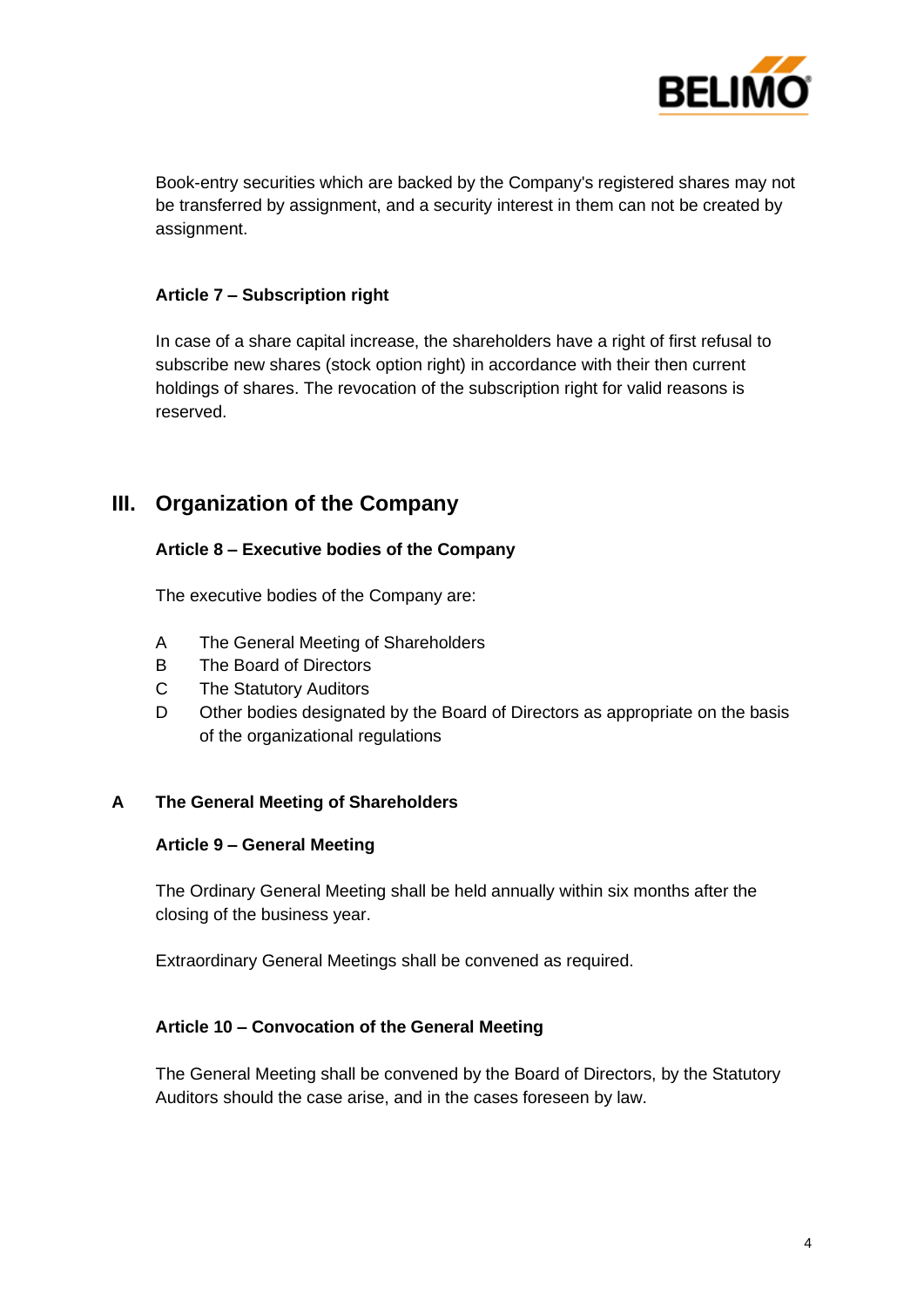Book-entry securities which are backed by the Company's registered shares may not be transferred by assignment, and a security interest in them can not be created by assignment.

### Article 7 – Subscription right

In case of a share capital increase, the shareholders have a right of first refusal to subscribe new shares (stock option right) in accordance with their then current holdings of shares. The revocation of the subscription right for valid reasons is reserved.

## III. Organization of the Company

### Article 8 – Executive bodies of the Company

The executive bodies of the Company are:

A The General Meeting of Shareholders
B The Board of Directors
C The Statutory Auditors
D Other bodies designated by the Board of Directors as appropriate on the basis of the organizational regulations

## A The General Meeting of Shareholders

### Article 9 – General Meeting

The Ordinary General Meeting shall be held annually within six months after the closing of the business year.

Extraordinary General Meetings shall be convened as required.

### Article 10 – Convocation of the General Meeting

The General Meeting shall be convened by the Board of Directors, by the Statutory Auditors should the case arise, and in the cases foreseen by law.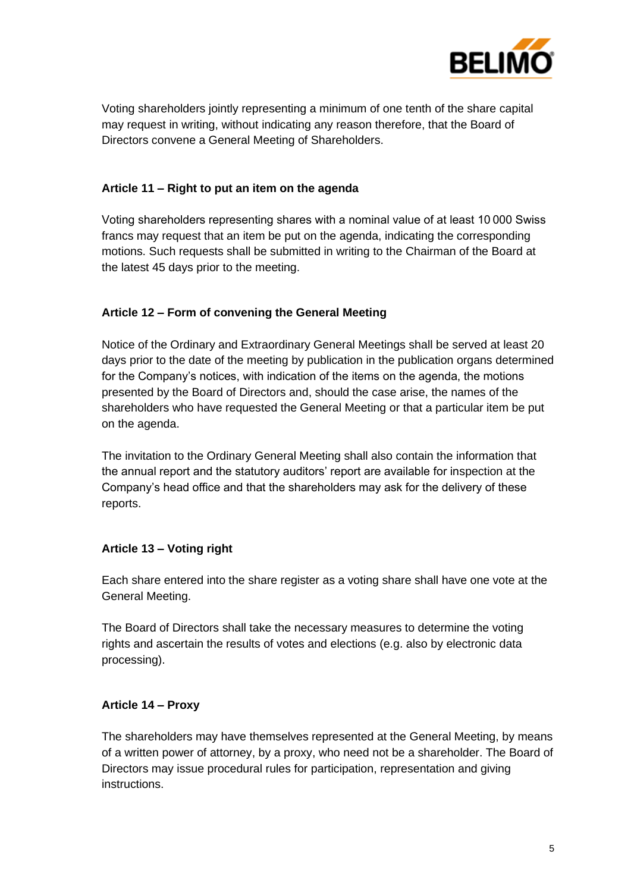Voting shareholders jointly representing a minimum of one tenth of the share capital may request in writing, without indicating any reason therefore, that the Board of Directors convene a General Meeting of Shareholders.

### Article 11 – Right to put an item on the agenda

Voting shareholders representing shares with a nominal value of at least 10 000 Swiss francs may request that an item be put on the agenda, indicating the corresponding motions. Such requests shall be submitted in writing to the Chairman of the Board at the latest 45 days prior to the meeting.

### Article 12 – Form of convening the General Meeting

Notice of the Ordinary and Extraordinary General Meetings shall be served at least 20 days prior to the date of the meeting by publication in the publication organs determined for the Company's notices, with indication of the items on the agenda, the motions presented by the Board of Directors and, should the case arise, the names of the shareholders who have requested the General Meeting or that a particular item be put on the agenda.

The invitation to the Ordinary General Meeting shall also contain the information that the annual report and the statutory auditors' report are available for inspection at the Company's head office and that the shareholders may ask for the delivery of these reports.

### Article 13 – Voting right

Each share entered into the share register as a voting share shall have one vote at the General Meeting.

The Board of Directors shall take the necessary measures to determine the voting rights and ascertain the results of votes and elections (e.g. also by electronic data processing).

### Article 14 – Proxy

The shareholders may have themselves represented at the General Meeting, by means of a written power of attorney, by a proxy, who need not be a shareholder. The Board of Directors may issue procedural rules for participation, representation and giving instructions.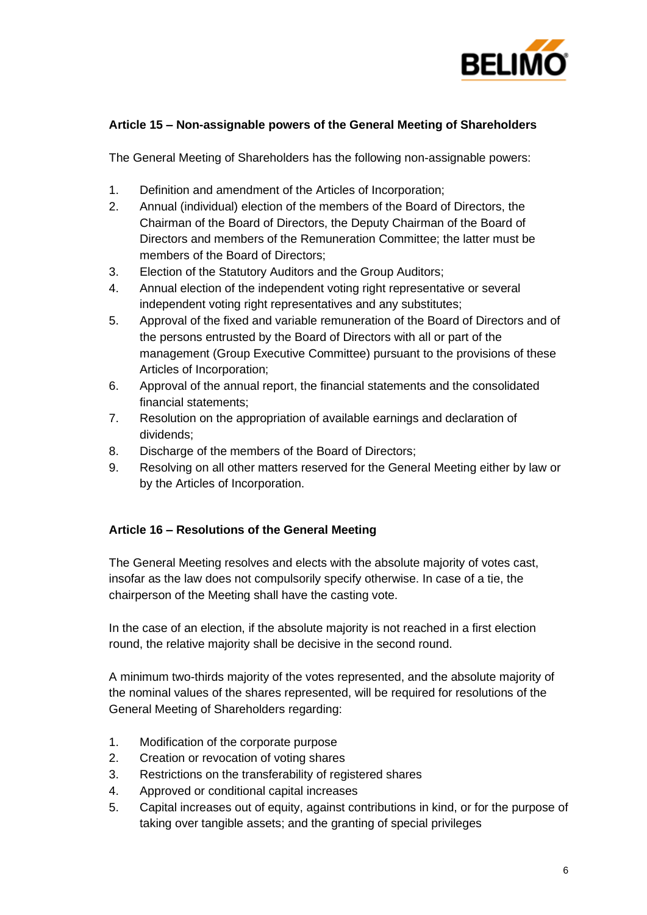### Article 15 – Non-assignable powers of the General Meeting of Shareholders

The General Meeting of Shareholders has the following non-assignable powers:

1. Definition and amendment of the Articles of Incorporation;
2. Annual (individual) election of the members of the Board of Directors, the Chairman of the Board of Directors, the Deputy Chairman of the Board of Directors and members of the Remuneration Committee; the latter must be members of the Board of Directors;
3. Election of the Statutory Auditors and the Group Auditors;
4. Annual election of the independent voting right representative or several independent voting right representatives and any substitutes;
5. Approval of the fixed and variable remuneration of the Board of Directors and of the persons entrusted by the Board of Directors with all or part of the management (Group Executive Committee) pursuant to the provisions of these Articles of Incorporation;
6. Approval of the annual report, the financial statements and the consolidated financial statements;
7. Resolution on the appropriation of available earnings and declaration of dividends;
8. Discharge of the members of the Board of Directors;
9. Resolving on all other matters reserved for the General Meeting either by law or by the Articles of Incorporation.

### Article 16 – Resolutions of the General Meeting

The General Meeting resolves and elects with the absolute majority of votes cast, insofar as the law does not compulsorily specify otherwise. In case of a tie, the chairperson of the Meeting shall have the casting vote.

In the case of an election, if the absolute majority is not reached in a first election round, the relative majority shall be decisive in the second round.

A minimum two-thirds majority of the votes represented, and the absolute majority of the nominal values of the shares represented, will be required for resolutions of the General Meeting of Shareholders regarding:

1. Modification of the corporate purpose
2. Creation or revocation of voting shares
3. Restrictions on the transferability of registered shares
4. Approved or conditional capital increases
5. Capital increases out of equity, against contributions in kind, or for the purpose of taking over tangible assets; and the granting of special privileges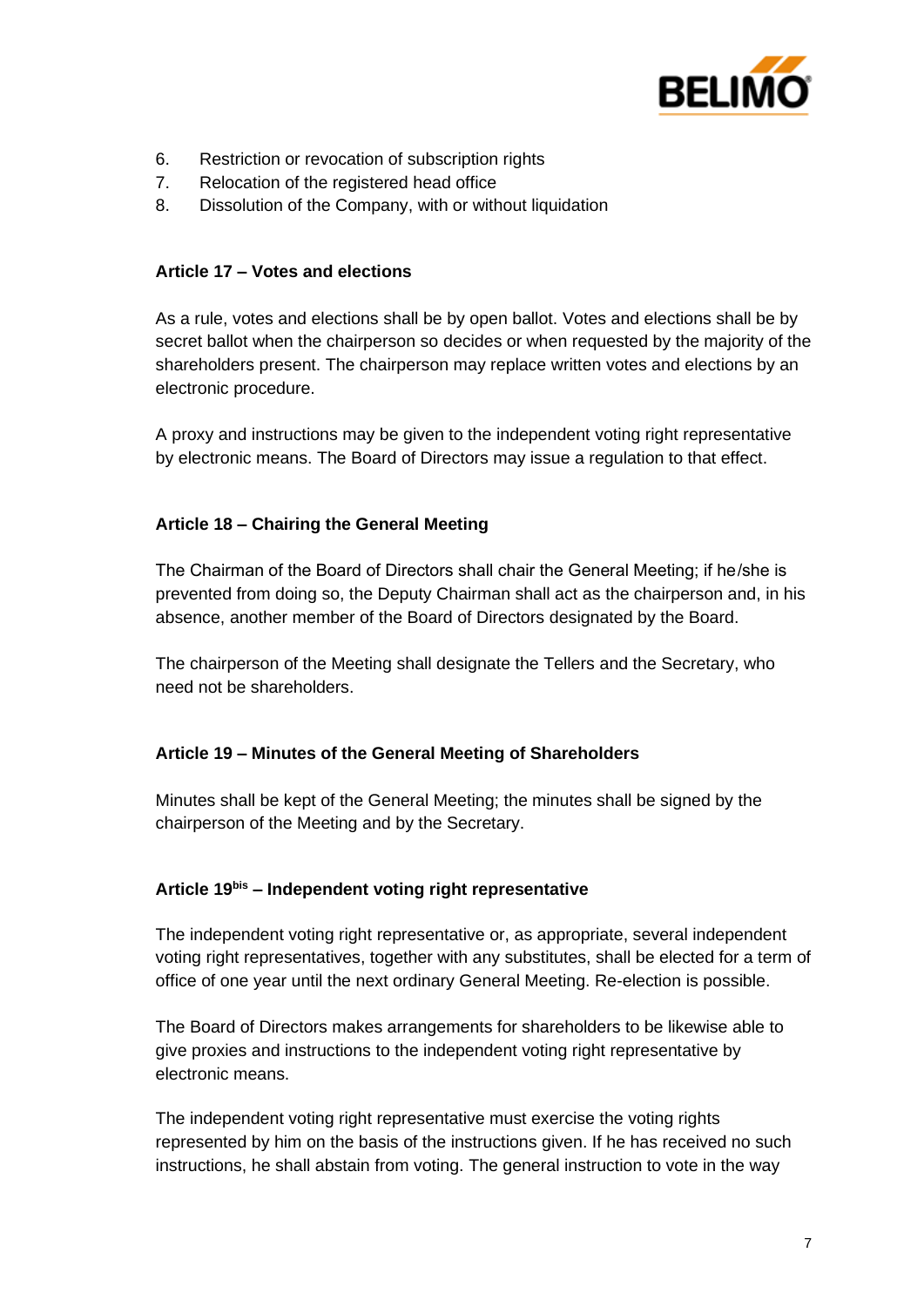6. Restriction or revocation of subscription rights
7. Relocation of the registered head office
8. Dissolution of the Company, with or without liquidation

**Article 17 – Votes and elections**

As a rule, votes and elections shall be by open ballot. Votes and elections shall be by secret ballot when the chairperson so decides or when requested by the majority of the shareholders present. The chairperson may replace written votes and elections by an electronic procedure.

A proxy and instructions may be given to the independent voting right representative by electronic means. The Board of Directors may issue a regulation to that effect.

**Article 18 – Chairing the General Meeting**

The Chairman of the Board of Directors shall chair the General Meeting; if he/she is prevented from doing so, the Deputy Chairman shall act as the chairperson and, in his absence, another member of the Board of Directors designated by the Board.

The chairperson of the Meeting shall designate the Tellers and the Secretary, who need not be shareholders.

**Article 19 – Minutes of the General Meeting of Shareholders**

Minutes shall be kept of the General Meeting; the minutes shall be signed by the chairperson of the Meeting and by the Secretary.

**Article 19bis – Independent voting right representative**

The independent voting right representative or, as appropriate, several independent voting right representatives, together with any substitutes, shall be elected for a term of office of one year until the next ordinary General Meeting. Re-election is possible.

The Board of Directors makes arrangements for shareholders to be likewise able to give proxies and instructions to the independent voting right representative by electronic means.

The independent voting right representative must exercise the voting rights represented by him on the basis of the instructions given. If he has received no such instructions, he shall abstain from voting. The general instruction to vote in the way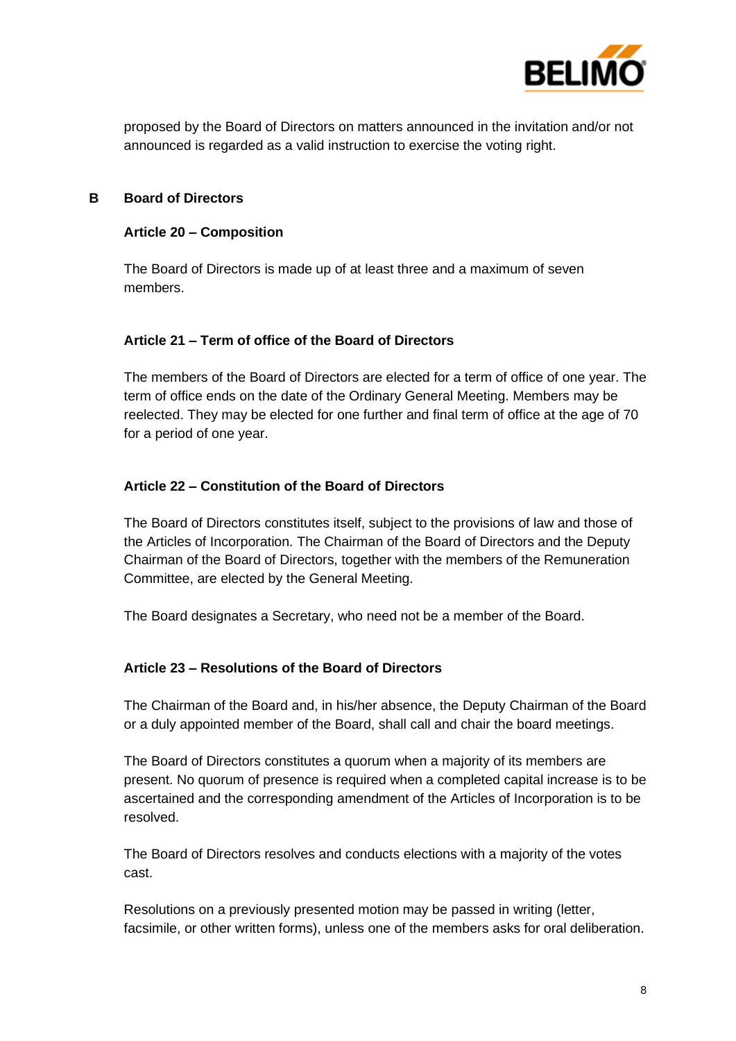proposed by the Board of Directors on matters announced in the invitation and/or not announced is regarded as a valid instruction to exercise the voting right.

## B Board of Directors

### Article 20 – Composition

The Board of Directors is made up of at least three and a maximum of seven members.

### Article 21 – Term of office of the Board of Directors

The members of the Board of Directors are elected for a term of office of one year. The term of office ends on the date of the Ordinary General Meeting. Members may be reelected. They may be elected for one further and final term of office at the age of 70 for a period of one year.

### Article 22 – Constitution of the Board of Directors

The Board of Directors constitutes itself, subject to the provisions of law and those of the Articles of Incorporation. The Chairman of the Board of Directors and the Deputy Chairman of the Board of Directors, together with the members of the Remuneration Committee, are elected by the General Meeting.

The Board designates a Secretary, who need not be a member of the Board.

### Article 23 – Resolutions of the Board of Directors

The Chairman of the Board and, in his/her absence, the Deputy Chairman of the Board or a duly appointed member of the Board, shall call and chair the board meetings.

The Board of Directors constitutes a quorum when a majority of its members are present. No quorum of presence is required when a completed capital increase is to be ascertained and the corresponding amendment of the Articles of Incorporation is to be resolved.

The Board of Directors resolves and conducts elections with a majority of the votes cast.

Resolutions on a previously presented motion may be passed in writing (letter, facsimile, or other written forms), unless one of the members asks for oral deliberation.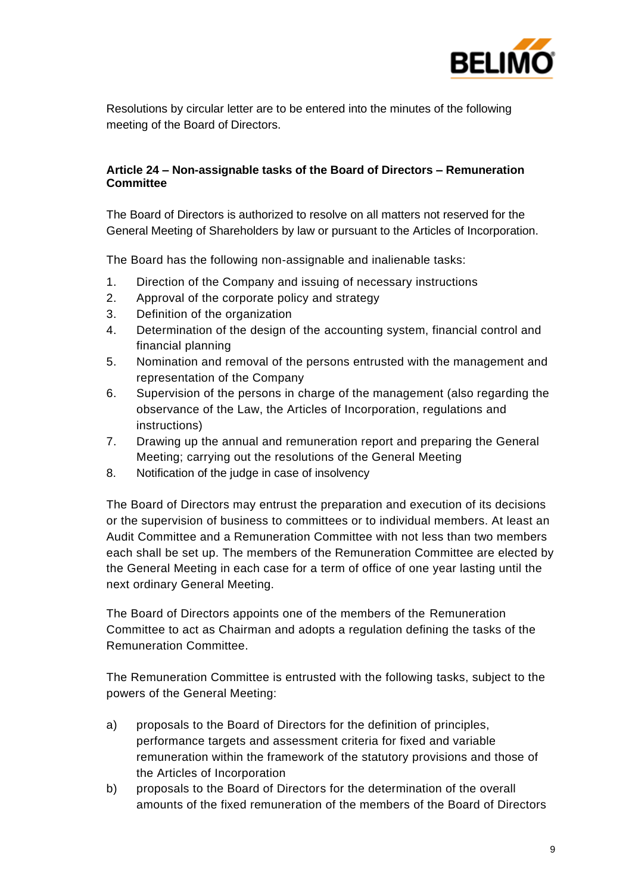Resolutions by circular letter are to be entered into the minutes of the following meeting of the Board of Directors.

### Article 24 – Non-assignable tasks of the Board of Directors – Remuneration Committee

The Board of Directors is authorized to resolve on all matters not reserved for the General Meeting of Shareholders by law or pursuant to the Articles of Incorporation.

The Board has the following non-assignable and inalienable tasks:

1. Direction of the Company and issuing of necessary instructions
2. Approval of the corporate policy and strategy
3. Definition of the organization
4. Determination of the design of the accounting system, financial control and financial planning
5. Nomination and removal of the persons entrusted with the management and representation of the Company
6. Supervision of the persons in charge of the management (also regarding the observance of the Law, the Articles of Incorporation, regulations and instructions)
7. Drawing up the annual and remuneration report and preparing the General Meeting; carrying out the resolutions of the General Meeting
8. Notification of the judge in case of insolvency

The Board of Directors may entrust the preparation and execution of its decisions or the supervision of business to committees or to individual members. At least an Audit Committee and a Remuneration Committee with not less than two members each shall be set up. The members of the Remuneration Committee are elected by the General Meeting in each case for a term of office of one year lasting until the next ordinary General Meeting.

The Board of Directors appoints one of the members of the Remuneration Committee to act as Chairman and adopts a regulation defining the tasks of the Remuneration Committee.

The Remuneration Committee is entrusted with the following tasks, subject to the powers of the General Meeting:

a) proposals to the Board of Directors for the definition of principles, performance targets and assessment criteria for fixed and variable remuneration within the framework of the statutory provisions and those of the Articles of Incorporation
b) proposals to the Board of Directors for the determination of the overall amounts of the fixed remuneration of the members of the Board of Directors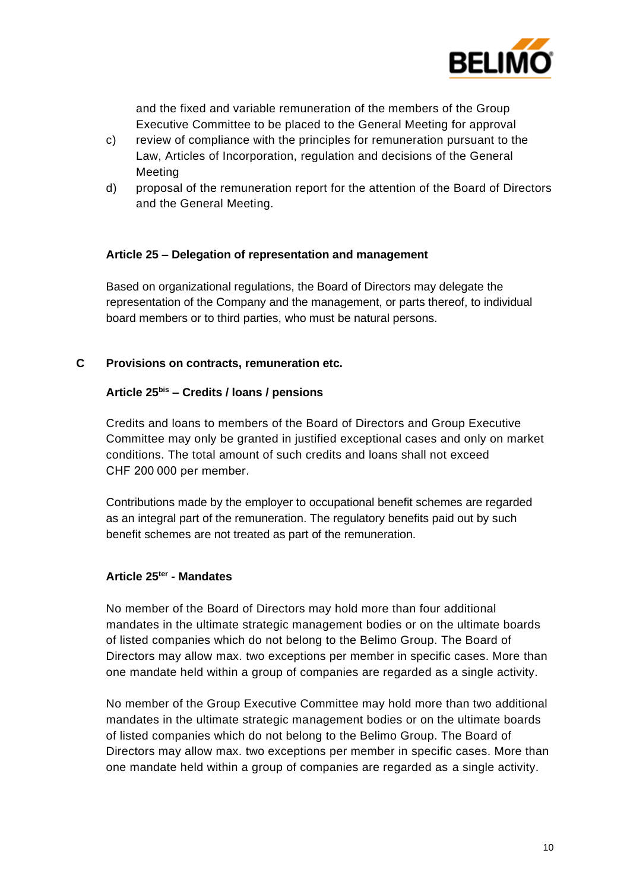and the fixed and variable remuneration of the members of the Group Executive Committee to be placed to the General Meeting for approval

c) review of compliance with the principles for remuneration pursuant to the Law, Articles of Incorporation, regulation and decisions of the General Meeting

d) proposal of the remuneration report for the attention of the Board of Directors and the General Meeting.

### Article 25 – Delegation of representation and management

Based on organizational regulations, the Board of Directors may delegate the representation of the Company and the management, or parts thereof, to individual board members or to third parties, who must be natural persons.

## C Provisions on contracts, remuneration etc.

### Article 25bis – Credits / loans / pensions

Credits and loans to members of the Board of Directors and Group Executive Committee may only be granted in justified exceptional cases and only on market conditions. The total amount of such credits and loans shall not exceed CHF 200 000 per member.

Contributions made by the employer to occupational benefit schemes are regarded as an integral part of the remuneration. The regulatory benefits paid out by such benefit schemes are not treated as part of the remuneration.

### Article 25ter - Mandates

No member of the Board of Directors may hold more than four additional mandates in the ultimate strategic management bodies or on the ultimate boards of listed companies which do not belong to the Belimo Group. The Board of Directors may allow max. two exceptions per member in specific cases. More than one mandate held within a group of companies are regarded as a single activity.

No member of the Group Executive Committee may hold more than two additional mandates in the ultimate strategic management bodies or on the ultimate boards of listed companies which do not belong to the Belimo Group. The Board of Directors may allow max. two exceptions per member in specific cases. More than one mandate held within a group of companies are regarded as a single activity.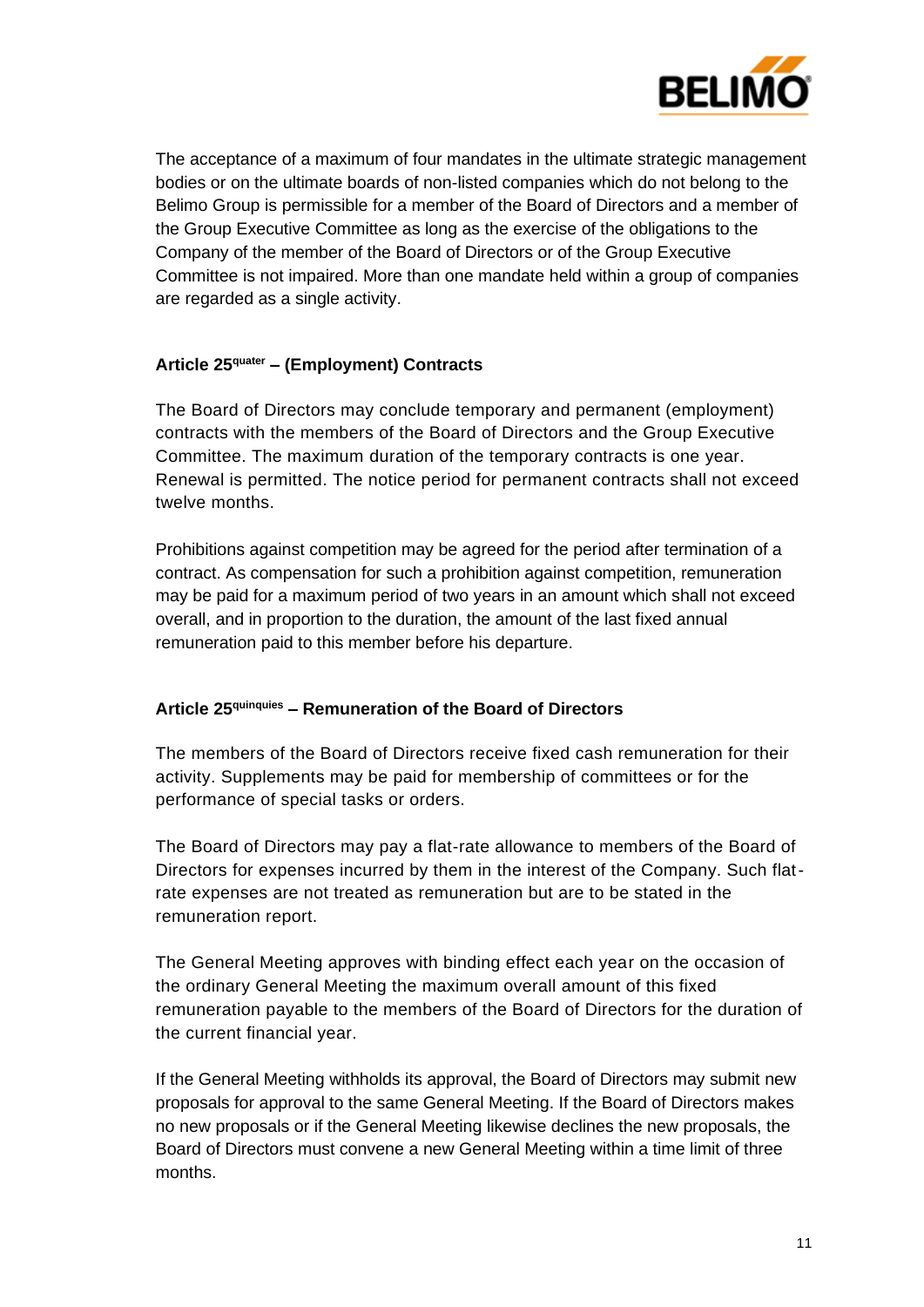The acceptance of a maximum of four mandates in the ultimate strategic management bodies or on the ultimate boards of non-listed companies which do not belong to the Belimo Group is permissible for a member of the Board of Directors and a member of the Group Executive Committee as long as the exercise of the obligations to the Company of the member of the Board of Directors or of the Group Executive Committee is not impaired. More than one mandate held within a group of companies are regarded as a single activity.

### Article 25[quater] – (Employment) Contracts

The Board of Directors may conclude temporary and permanent (employment) contracts with the members of the Board of Directors and the Group Executive Committee. The maximum duration of the temporary contracts is one year. Renewal is permitted. The notice period for permanent contracts shall not exceed twelve months.

Prohibitions against competition may be agreed for the period after termination of a contract. As compensation for such a prohibition against competition, remuneration may be paid for a maximum period of two years in an amount which shall not exceed overall, and in proportion to the duration, the amount of the last fixed annual remuneration paid to this member before his departure.

### Article 25[quinquies] – Remuneration of the Board of Directors

The members of the Board of Directors receive fixed cash remuneration for their activity. Supplements may be paid for membership of committees or for the performance of special tasks or orders.

The Board of Directors may pay a flat-rate allowance to members of the Board of Directors for expenses incurred by them in the interest of the Company. Such flat-rate expenses are not treated as remuneration but are to be stated in the remuneration report.

The General Meeting approves with binding effect each year on the occasion of the ordinary General Meeting the maximum overall amount of this fixed remuneration payable to the members of the Board of Directors for the duration of the current financial year.

If the General Meeting withholds its approval, the Board of Directors may submit new proposals for approval to the same General Meeting. If the Board of Directors makes no new proposals or if the General Meeting likewise declines the new proposals, the Board of Directors must convene a new General Meeting within a time limit of three months.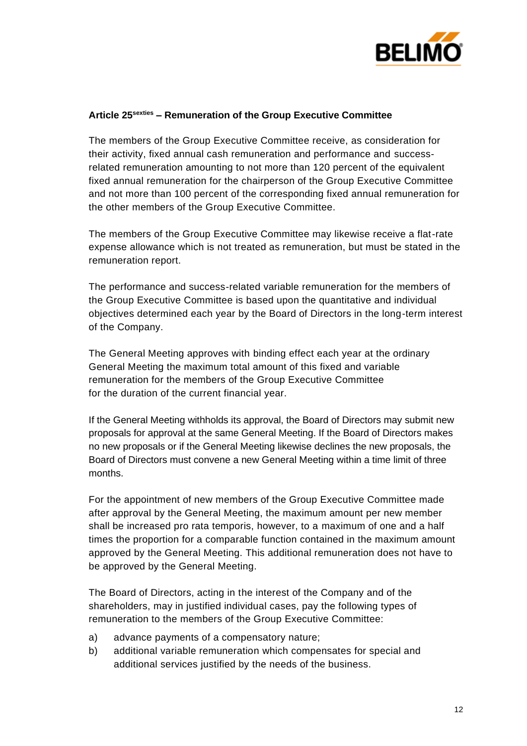### Article 25[sexties] – Remuneration of the Group Executive Committee

The members of the Group Executive Committee receive, as consideration for their activity, fixed annual cash remuneration and performance and success-related remuneration amounting to not more than 120 percent of the equivalent fixed annual remuneration for the chairperson of the Group Executive Committee and not more than 100 percent of the corresponding fixed annual remuneration for the other members of the Group Executive Committee.

The members of the Group Executive Committee may likewise receive a flat-rate expense allowance which is not treated as remuneration, but must be stated in the remuneration report.

The performance and success-related variable remuneration for the members of the Group Executive Committee is based upon the quantitative and individual objectives determined each year by the Board of Directors in the long-term interest of the Company.

The General Meeting approves with binding effect each year at the ordinary General Meeting the maximum total amount of this fixed and variable remuneration for the members of the Group Executive Committee for the duration of the current financial year.

If the General Meeting withholds its approval, the Board of Directors may submit new proposals for approval at the same General Meeting. If the Board of Directors makes no new proposals or if the General Meeting likewise declines the new proposals, the Board of Directors must convene a new General Meeting within a time limit of three months.

For the appointment of new members of the Group Executive Committee made after approval by the General Meeting, the maximum amount per new member shall be increased pro rata temporis, however, to a maximum of one and a half times the proportion for a comparable function contained in the maximum amount approved by the General Meeting. This additional remuneration does not have to be approved by the General Meeting.

The Board of Directors, acting in the interest of the Company and of the shareholders, may in justified individual cases, pay the following types of remuneration to the members of the Group Executive Committee:

a) advance payments of a compensatory nature;
b) additional variable remuneration which compensates for special and additional services justified by the needs of the business.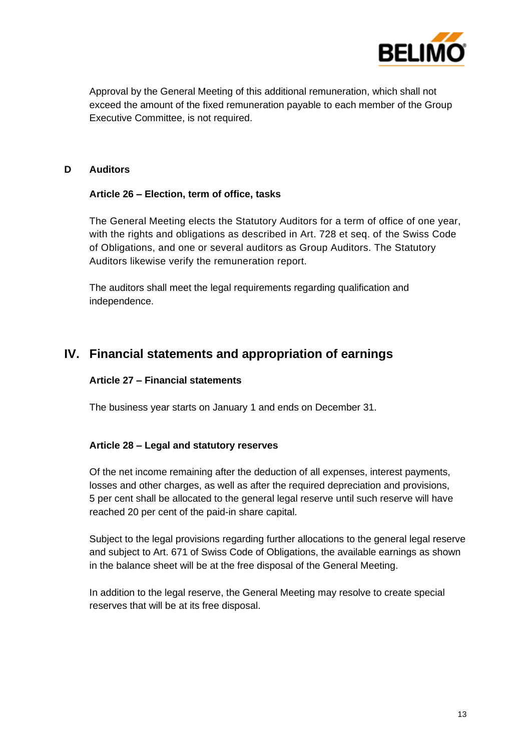Approval by the General Meeting of this additional remuneration, which shall not exceed the amount of the fixed remuneration payable to each member of the Group Executive Committee, is not required.

### D Auditors

#### Article 26 – Election, term of office, tasks

The General Meeting elects the Statutory Auditors for a term of office of one year, with the rights and obligations as described in Art. 728 et seq. of the Swiss Code of Obligations, and one or several auditors as Group Auditors. The Statutory Auditors likewise verify the remuneration report.

The auditors shall meet the legal requirements regarding qualification and independence.

## IV. Financial statements and appropriation of earnings

#### Article 27 – Financial statements

The business year starts on January 1 and ends on December 31.

#### Article 28 – Legal and statutory reserves

Of the net income remaining after the deduction of all expenses, interest payments, losses and other charges, as well as after the required depreciation and provisions, 5 per cent shall be allocated to the general legal reserve until such reserve will have reached 20 per cent of the paid-in share capital.

Subject to the legal provisions regarding further allocations to the general legal reserve and subject to Art. 671 of Swiss Code of Obligations, the available earnings as shown in the balance sheet will be at the free disposal of the General Meeting.

In addition to the legal reserve, the General Meeting may resolve to create special reserves that will be at its free disposal.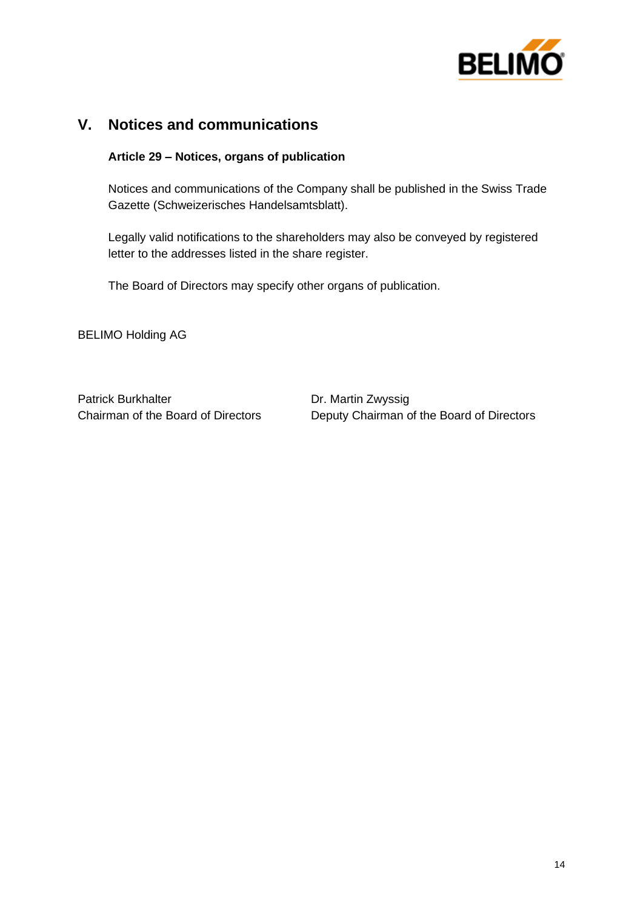## V. Notices and communications

### Article 29 – Notices, organs of publication

Notices and communications of the Company shall be published in the Swiss Trade Gazette (Schweizerisches Handelsamtsblatt).

Legally valid notifications to the shareholders may also be conveyed by registered letter to the addresses listed in the share register.

The Board of Directors may specify other organs of publication.

BELIMO Holding AG

Patrick Burkhalter
Chairman of the Board of Directors

Dr. Martin Zwyssig
Deputy Chairman of the Board of Directors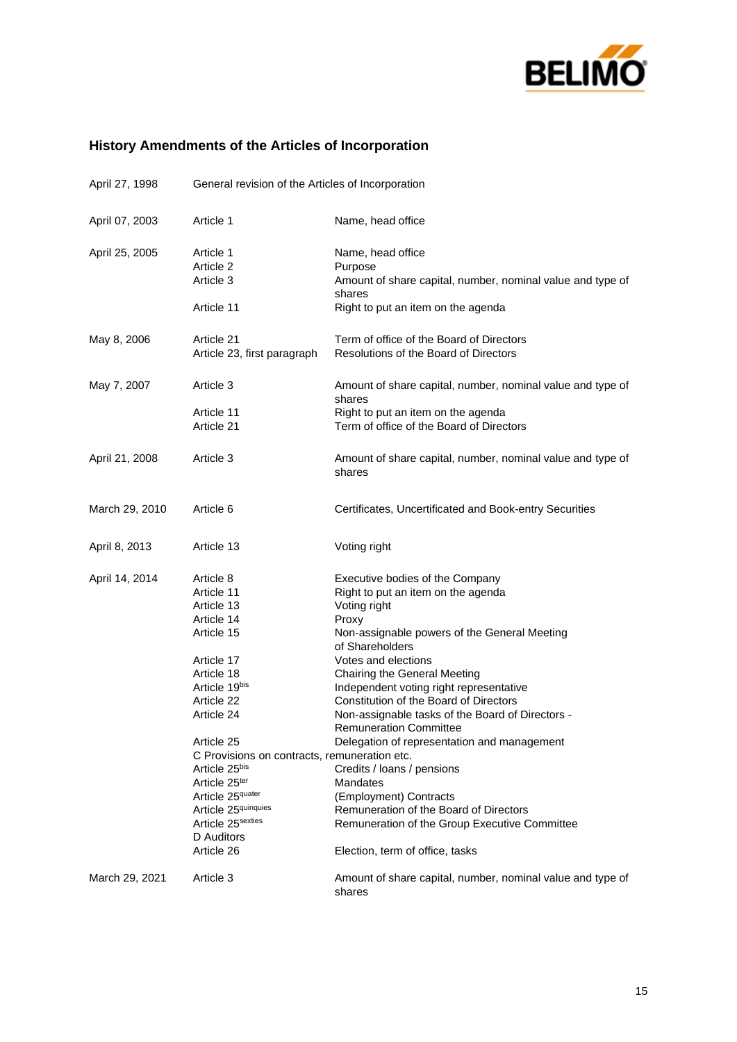## History Amendments of the Articles of Incorporation

| | | |
|---|---|---|
| April 27, 1998 | General revision of the Articles of Incorporation | |
| April 07, 2003 | Article 1 | Name, head office |
| April 25, 2005 | Article 1 | Name, head office |
| | Article 2 | Purpose |
| | Article 3 | Amount of share capital, number, nominal value and type of shares |
| | Article 11 | Right to put an item on the agenda |
| May 8, 2006 | Article 21 | Term of office of the Board of Directors |
| | Article 23, first paragraph | Resolutions of the Board of Directors |
| May 7, 2007 | Article 3 | Amount of share capital, number, nominal value and type of shares |
| | Article 11 | Right to put an item on the agenda |
| | Article 21 | Term of office of the Board of Directors |
| April 21, 2008 | Article 3 | Amount of share capital, number, nominal value and type of shares |
| March 29, 2010 | Article 6 | Certificates, Uncertificated and Book-entry Securities |
| April 8, 2013 | Article 13 | Voting right |
| April 14, 2014 | Article 8 | Executive bodies of the Company |
| | Article 11 | Right to put an item on the agenda |
| | Article 13 | Voting right |
| | Article 14 | Proxy |
| | Article 15 | Non-assignable powers of the General Meeting of Shareholders |
| | Article 17 | Votes and elections |
| | Article 18 | Chairing the General Meeting |
| | Article 19bis | Independent voting right representative |
| | Article 22 | Constitution of the Board of Directors |
| | Article 24 | Non-assignable tasks of the Board of Directors - Remuneration Committee |
| | Article 25 | Delegation of representation and management |
| | C Provisions on contracts, remuneration etc. | |
| | Article 25bis | Credits / loans / pensions |
| | Article 25ter | Mandates |
| | Article 25quater | (Employment) Contracts |
| | Article 25quinquies | Remuneration of the Board of Directors |
| | Article 25sexties | Remuneration of the Group Executive Committee |
| | D Auditors | |
| | Article 26 | Election, term of office, tasks |
| March 29, 2021 | Article 3 | Amount of share capital, number, nominal value and type of shares |